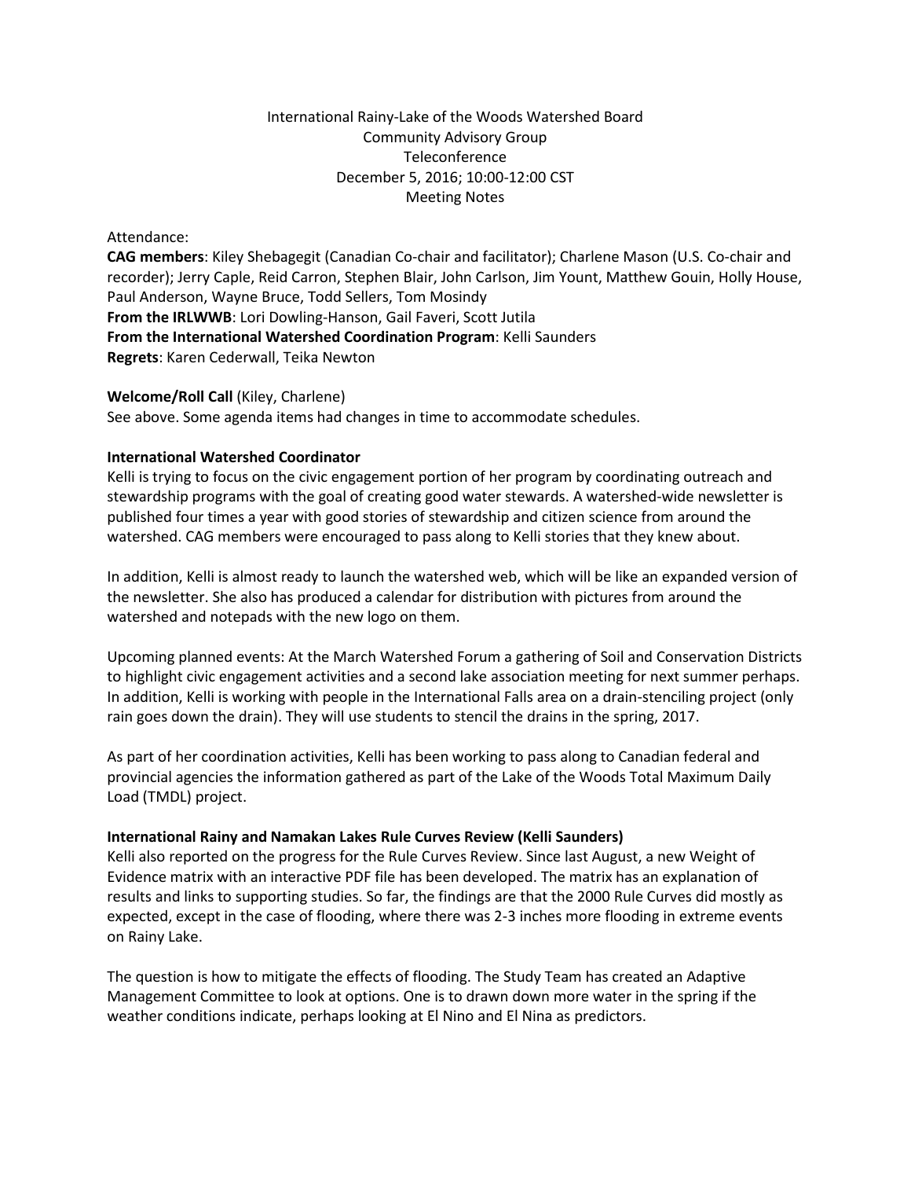International Rainy-Lake of the Woods Watershed Board
Community Advisory Group
Teleconference
December 5, 2016; 10:00-12:00 CST
Meeting Notes

Attendance:
**CAG members**: Kiley Shebagegit (Canadian Co-chair and facilitator); Charlene Mason (U.S. Co-chair and recorder); Jerry Caple, Reid Carron, Stephen Blair, John Carlson, Jim Yount, Matthew Gouin, Holly House, Paul Anderson, Wayne Bruce, Todd Sellers, Tom Mosindy
**From the IRLWWB**: Lori Dowling-Hanson, Gail Faveri, Scott Jutila
**From the International Watershed Coordination Program**: Kelli Saunders
**Regrets**: Karen Cederwall, Teika Newton

**Welcome/Roll Call** (Kiley, Charlene)
See above. Some agenda items had changes in time to accommodate schedules.

**International Watershed Coordinator**
Kelli is trying to focus on the civic engagement portion of her program by coordinating outreach and stewardship programs with the goal of creating good water stewards. A watershed-wide newsletter is published four times a year with good stories of stewardship and citizen science from around the watershed. CAG members were encouraged to pass along to Kelli stories that they knew about.

In addition, Kelli is almost ready to launch the watershed web, which will be like an expanded version of the newsletter. She also has produced a calendar for distribution with pictures from around the watershed and notepads with the new logo on them.

Upcoming planned events: At the March Watershed Forum a gathering of Soil and Conservation Districts to highlight civic engagement activities and a second lake association meeting for next summer perhaps. In addition, Kelli is working with people in the International Falls area on a drain-stenciling project (only rain goes down the drain). They will use students to stencil the drains in the spring, 2017.

As part of her coordination activities, Kelli has been working to pass along to Canadian federal and provincial agencies the information gathered as part of the Lake of the Woods Total Maximum Daily Load (TMDL) project.

**International Rainy and Namakan Lakes Rule Curves Review (Kelli Saunders)**
Kelli also reported on the progress for the Rule Curves Review. Since last August, a new Weight of Evidence matrix with an interactive PDF file has been developed. The matrix has an explanation of results and links to supporting studies. So far, the findings are that the 2000 Rule Curves did mostly as expected, except in the case of flooding, where there was 2-3 inches more flooding in extreme events on Rainy Lake.

The question is how to mitigate the effects of flooding. The Study Team has created an Adaptive Management Committee to look at options. One is to drawn down more water in the spring if the weather conditions indicate, perhaps looking at El Nino and El Nina as predictors.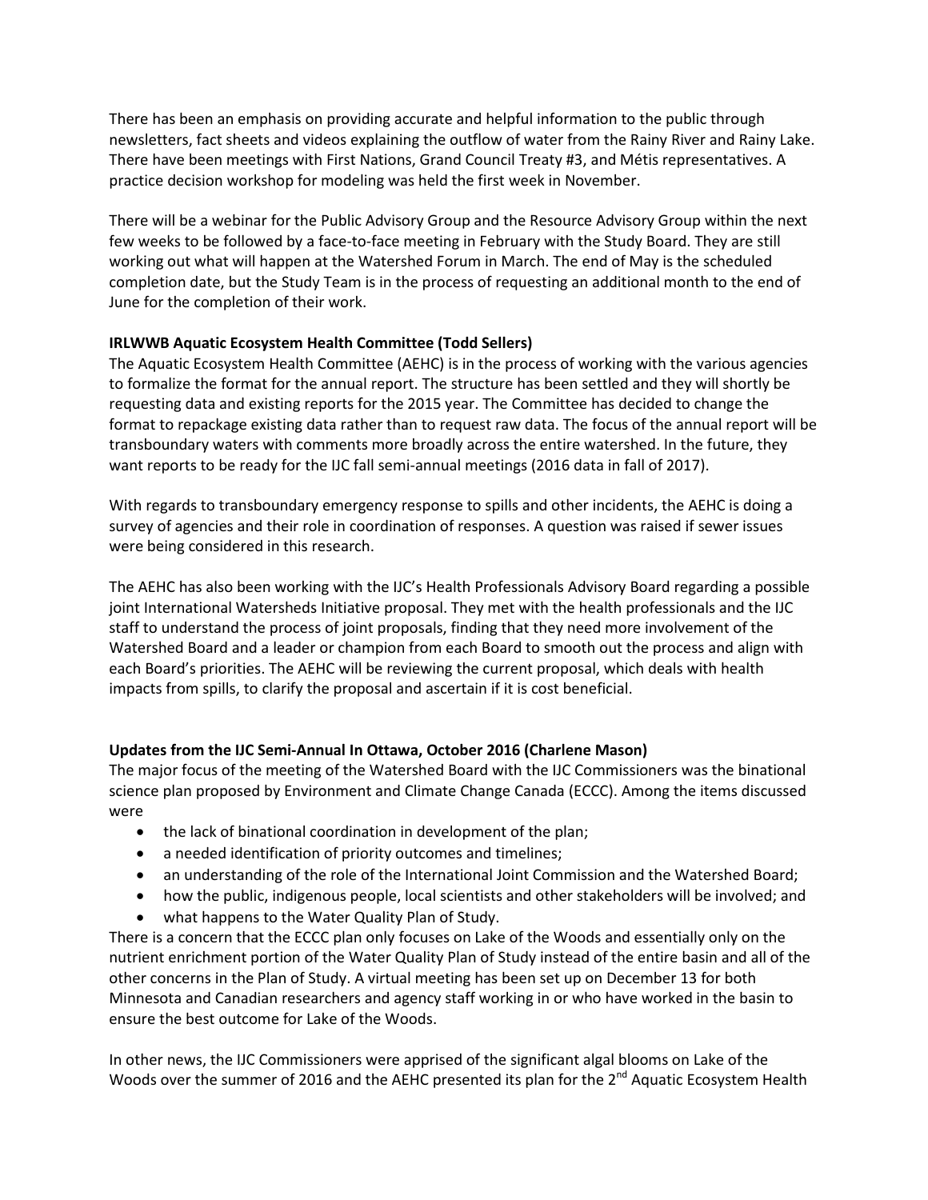There has been an emphasis on providing accurate and helpful information to the public through newsletters, fact sheets and videos explaining the outflow of water from the Rainy River and Rainy Lake. There have been meetings with First Nations, Grand Council Treaty #3, and Métis representatives. A practice decision workshop for modeling was held the first week in November.

There will be a webinar for the Public Advisory Group and the Resource Advisory Group within the next few weeks to be followed by a face-to-face meeting in February with the Study Board. They are still working out what will happen at the Watershed Forum in March. The end of May is the scheduled completion date, but the Study Team is in the process of requesting an additional month to the end of June for the completion of their work.

**IRLWWB Aquatic Ecosystem Health Committee (Todd Sellers)**
The Aquatic Ecosystem Health Committee (AEHC) is in the process of working with the various agencies to formalize the format for the annual report. The structure has been settled and they will shortly be requesting data and existing reports for the 2015 year. The Committee has decided to change the format to repackage existing data rather than to request raw data. The focus of the annual report will be transboundary waters with comments more broadly across the entire watershed. In the future, they want reports to be ready for the IJC fall semi-annual meetings (2016 data in fall of 2017).

With regards to transboundary emergency response to spills and other incidents, the AEHC is doing a survey of agencies and their role in coordination of responses. A question was raised if sewer issues were being considered in this research.

The AEHC has also been working with the IJC's Health Professionals Advisory Board regarding a possible joint International Watersheds Initiative proposal. They met with the health professionals and the IJC staff to understand the process of joint proposals, finding that they need more involvement of the Watershed Board and a leader or champion from each Board to smooth out the process and align with each Board's priorities. The AEHC will be reviewing the current proposal, which deals with health impacts from spills, to clarify the proposal and ascertain if it is cost beneficial.

**Updates from the IJC Semi-Annual In Ottawa, October 2016 (Charlene Mason)**
The major focus of the meeting of the Watershed Board with the IJC Commissioners was the binational science plan proposed by Environment and Climate Change Canada (ECCC). Among the items discussed were

- the lack of binational coordination in development of the plan;
- a needed identification of priority outcomes and timelines;
- an understanding of the role of the International Joint Commission and the Watershed Board;
- how the public, indigenous people, local scientists and other stakeholders will be involved; and
- what happens to the Water Quality Plan of Study.

There is a concern that the ECCC plan only focuses on Lake of the Woods and essentially only on the nutrient enrichment portion of the Water Quality Plan of Study instead of the entire basin and all of the other concerns in the Plan of Study. A virtual meeting has been set up on December 13 for both Minnesota and Canadian researchers and agency staff working in or who have worked in the basin to ensure the best outcome for Lake of the Woods.

In other news, the IJC Commissioners were apprised of the significant algal blooms on Lake of the Woods over the summer of 2016 and the AEHC presented its plan for the 2nd Aquatic Ecosystem Health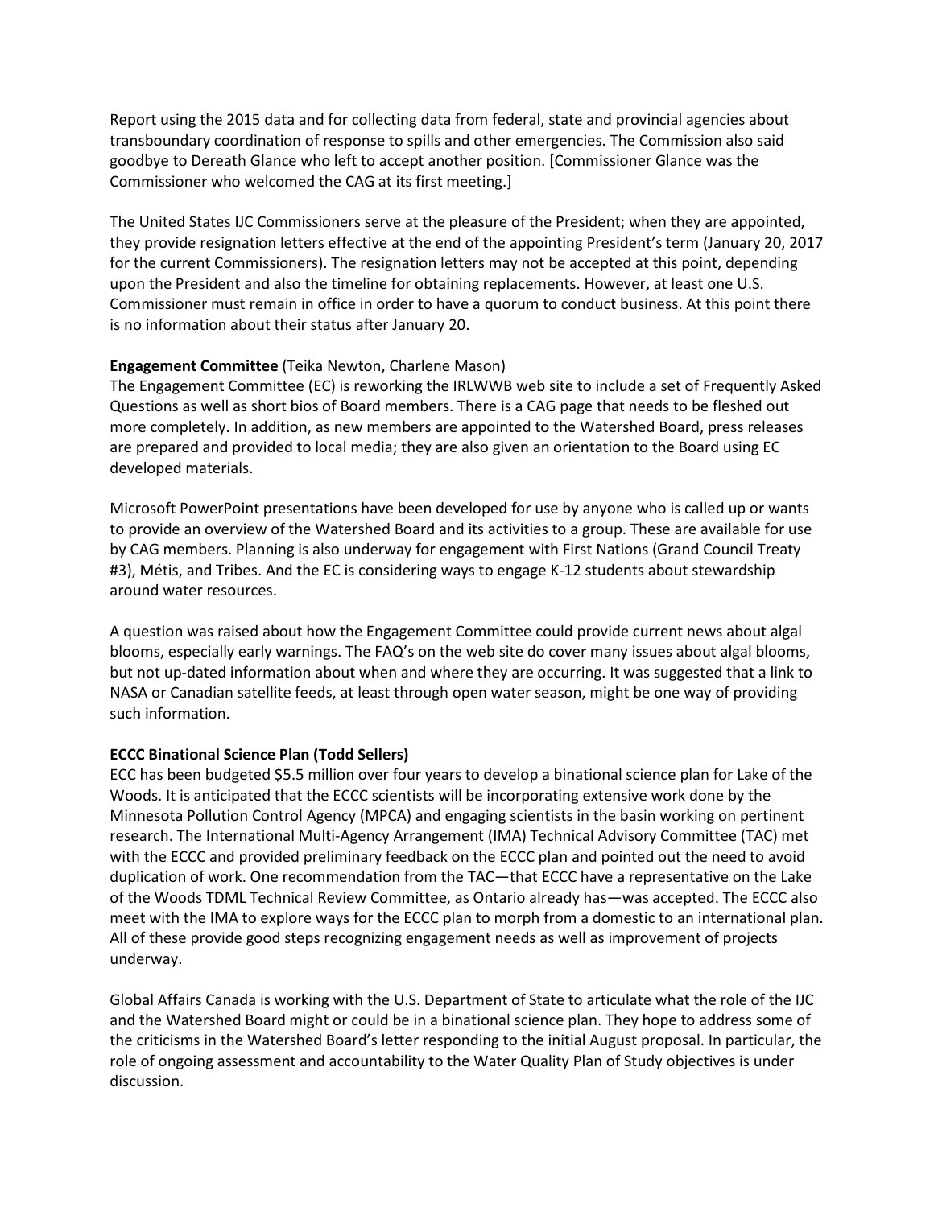Report using the 2015 data and for collecting data from federal, state and provincial agencies about transboundary coordination of response to spills and other emergencies. The Commission also said goodbye to Dereath Glance who left to accept another position. [Commissioner Glance was the Commissioner who welcomed the CAG at its first meeting.]

The United States IJC Commissioners serve at the pleasure of the President; when they are appointed, they provide resignation letters effective at the end of the appointing President's term (January 20, 2017 for the current Commissioners). The resignation letters may not be accepted at this point, depending upon the President and also the timeline for obtaining replacements. However, at least one U.S. Commissioner must remain in office in order to have a quorum to conduct business. At this point there is no information about their status after January 20.

**Engagement Committee** (Teika Newton, Charlene Mason)
The Engagement Committee (EC) is reworking the IRLWWB web site to include a set of Frequently Asked Questions as well as short bios of Board members. There is a CAG page that needs to be fleshed out more completely. In addition, as new members are appointed to the Watershed Board, press releases are prepared and provided to local media; they are also given an orientation to the Board using EC developed materials.

Microsoft PowerPoint presentations have been developed for use by anyone who is called up or wants to provide an overview of the Watershed Board and its activities to a group. These are available for use by CAG members. Planning is also underway for engagement with First Nations (Grand Council Treaty #3), Métis, and Tribes. And the EC is considering ways to engage K-12 students about stewardship around water resources.

A question was raised about how the Engagement Committee could provide current news about algal blooms, especially early warnings. The FAQ's on the web site do cover many issues about algal blooms, but not up-dated information about when and where they are occurring. It was suggested that a link to NASA or Canadian satellite feeds, at least through open water season, might be one way of providing such information.

**ECCC Binational Science Plan (Todd Sellers)**
ECC has been budgeted $5.5 million over four years to develop a binational science plan for Lake of the Woods. It is anticipated that the ECCC scientists will be incorporating extensive work done by the Minnesota Pollution Control Agency (MPCA) and engaging scientists in the basin working on pertinent research. The International Multi-Agency Arrangement (IMA) Technical Advisory Committee (TAC) met with the ECCC and provided preliminary feedback on the ECCC plan and pointed out the need to avoid duplication of work. One recommendation from the TAC—that ECCC have a representative on the Lake of the Woods TDML Technical Review Committee, as Ontario already has—was accepted. The ECCC also meet with the IMA to explore ways for the ECCC plan to morph from a domestic to an international plan. All of these provide good steps recognizing engagement needs as well as improvement of projects underway.

Global Affairs Canada is working with the U.S. Department of State to articulate what the role of the IJC and the Watershed Board might or could be in a binational science plan. They hope to address some of the criticisms in the Watershed Board's letter responding to the initial August proposal. In particular, the role of ongoing assessment and accountability to the Water Quality Plan of Study objectives is under discussion.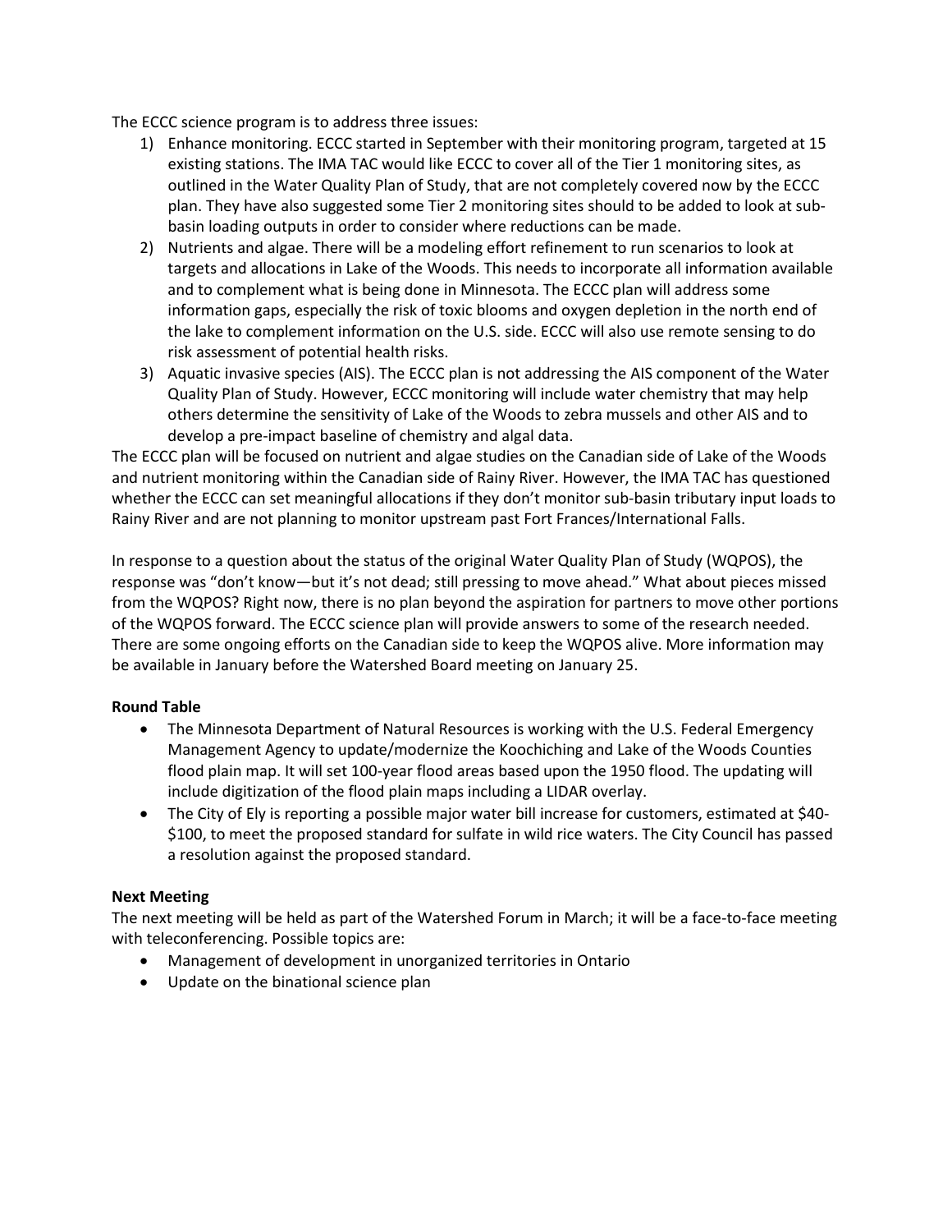The ECCC science program is to address three issues:

1) Enhance monitoring. ECCC started in September with their monitoring program, targeted at 15 existing stations. The IMA TAC would like ECCC to cover all of the Tier 1 monitoring sites, as outlined in the Water Quality Plan of Study, that are not completely covered now by the ECCC plan. They have also suggested some Tier 2 monitoring sites should to be added to look at sub-basin loading outputs in order to consider where reductions can be made.
2) Nutrients and algae. There will be a modeling effort refinement to run scenarios to look at targets and allocations in Lake of the Woods. This needs to incorporate all information available and to complement what is being done in Minnesota. The ECCC plan will address some information gaps, especially the risk of toxic blooms and oxygen depletion in the north end of the lake to complement information on the U.S. side. ECCC will also use remote sensing to do risk assessment of potential health risks.
3) Aquatic invasive species (AIS). The ECCC plan is not addressing the AIS component of the Water Quality Plan of Study. However, ECCC monitoring will include water chemistry that may help others determine the sensitivity of Lake of the Woods to zebra mussels and other AIS and to develop a pre-impact baseline of chemistry and algal data.

The ECCC plan will be focused on nutrient and algae studies on the Canadian side of Lake of the Woods and nutrient monitoring within the Canadian side of Rainy River. However, the IMA TAC has questioned whether the ECCC can set meaningful allocations if they don't monitor sub-basin tributary input loads to Rainy River and are not planning to monitor upstream past Fort Frances/International Falls.

In response to a question about the status of the original Water Quality Plan of Study (WQPOS), the response was "don't know—but it's not dead; still pressing to move ahead." What about pieces missed from the WQPOS? Right now, there is no plan beyond the aspiration for partners to move other portions of the WQPOS forward. The ECCC science plan will provide answers to some of the research needed. There are some ongoing efforts on the Canadian side to keep the WQPOS alive. More information may be available in January before the Watershed Board meeting on January 25.

**Round Table**

- The Minnesota Department of Natural Resources is working with the U.S. Federal Emergency Management Agency to update/modernize the Koochiching and Lake of the Woods Counties flood plain map. It will set 100-year flood areas based upon the 1950 flood. The updating will include digitization of the flood plain maps including a LIDAR overlay.
- The City of Ely is reporting a possible major water bill increase for customers, estimated at $40-$100, to meet the proposed standard for sulfate in wild rice waters. The City Council has passed a resolution against the proposed standard.

**Next Meeting**

The next meeting will be held as part of the Watershed Forum in March; it will be a face-to-face meeting with teleconferencing. Possible topics are:

- Management of development in unorganized territories in Ontario
- Update on the binational science plan